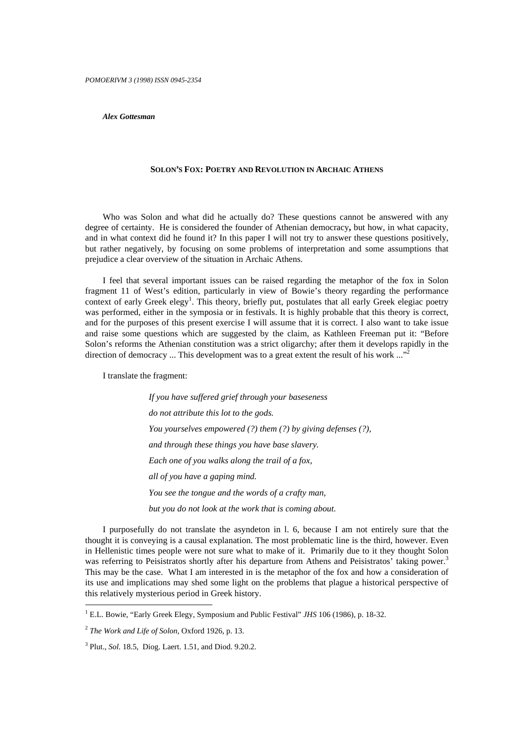*POMOERIVM 3 (1998) ISSN 0945-2354*

***Alex Gottesman***

# SOLON'S FOX: POETRY AND REVOLUTION IN ARCHAIC ATHENS

Who was Solon and what did he actually do? These questions cannot be answered with any degree of certainty. He is considered the founder of Athenian democracy**,** but how, in what capacity, and in what context did he found it? In this paper I will not try to answer these questions positively, but rather negatively, by focusing on some problems of interpretation and some assumptions that prejudice a clear overview of the situation in Archaic Athens.

I feel that several important issues can be raised regarding the metaphor of the fox in Solon fragment 11 of West's edition, particularly in view of Bowie's theory regarding the performance context of early Greek elegy[1]. This theory, briefly put, postulates that all early Greek elegiac poetry was performed, either in the symposia or in festivals. It is highly probable that this theory is correct, and for the purposes of this present exercise I will assume that it is correct. I also want to take issue and raise some questions which are suggested by the claim, as Kathleen Freeman put it: "Before Solon's reforms the Athenian constitution was a strict oligarchy; after them it develops rapidly in the direction of democracy ... This development was to a great extent the result of his work ..."[2]

I translate the fragment:

> *If you have suffered grief through your baseseness*
>
> *do not attribute this lot to the gods.*
>
> *You yourselves empowered (?) them (?) by giving defenses (?),*
>
> *and through these things you have base slavery.*
>
> *Each one of you walks along the trail of a fox,*
>
> *all of you have a gaping mind.*
>
> *You see the tongue and the words of a crafty man,*
>
> *but you do not look at the work that is coming about.*

I purposefully do not translate the asyndeton in l. 6, because I am not entirely sure that the thought it is conveying is a causal explanation. The most problematic line is the third, however. Even in Hellenistic times people were not sure what to make of it. Primarily due to it they thought Solon was referring to Peisistratos shortly after his departure from Athens and Peisistratos' taking power.[3] This may be the case. What I am interested in is the metaphor of the fox and how a consideration of its use and implications may shed some light on the problems that plague a historical perspective of this relatively mysterious period in Greek history.

---

[1] E.L. Bowie, "Early Greek Elegy, Symposium and Public Festival" *JHS* 106 (1986), p. 18-32.

[2] *The Work and Life of Solon*, Oxford 1926, p. 13.

[3] Plut., *Sol.* 18.5, Diog. Laert. 1.51, and Diod. 9.20.2.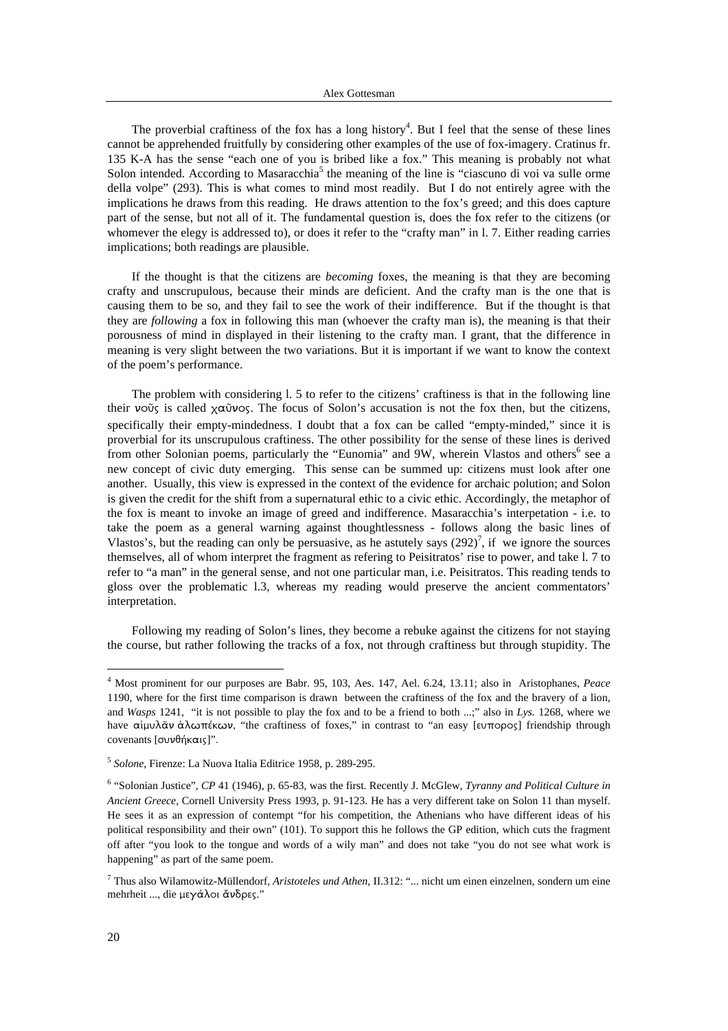The proverbial craftiness of the fox has a long history[4]. But I feel that the sense of these lines cannot be apprehended fruitfully by considering other examples of the use of fox-imagery. Cratinus fr. 135 K-A has the sense "each one of you is bribed like a fox." This meaning is probably not what Solon intended. According to Masaracchia[5] the meaning of the line is "ciascuno di voi va sulle orme della volpe" (293). This is what comes to mind most readily. But I do not entirely agree with the implications he draws from this reading. He draws attention to the fox's greed; and this does capture part of the sense, but not all of it. The fundamental question is, does the fox refer to the citizens (or whomever the elegy is addressed to), or does it refer to the "crafty man" in l. 7. Either reading carries implications; both readings are plausible.

If the thought is that the citizens are *becoming* foxes, the meaning is that they are becoming crafty and unscrupulous, because their minds are deficient. And the crafty man is the one that is causing them to be so, and they fail to see the work of their indifference. But if the thought is that they are *following* a fox in following this man (whoever the crafty man is), the meaning is that their porousness of mind in displayed in their listening to the crafty man. I grant, that the difference in meaning is very slight between the two variations. But it is important if we want to know the context of the poem's performance.

The problem with considering l. 5 to refer to the citizens' craftiness is that in the following line their νοῦς is called χαῦνος. The focus of Solon's accusation is not the fox then, but the citizens, specifically their empty-mindedness. I doubt that a fox can be called "empty-minded," since it is proverbial for its unscrupulous craftiness. The other possibility for the sense of these lines is derived from other Solonian poems, particularly the "Eunomia" and 9W, wherein Vlastos and others[6] see a new concept of civic duty emerging. This sense can be summed up: citizens must look after one another. Usually, this view is expressed in the context of the evidence for archaic polution; and Solon is given the credit for the shift from a supernatural ethic to a civic ethic. Accordingly, the metaphor of the fox is meant to invoke an image of greed and indifference. Masaracchia's interpetation - i.e. to take the poem as a general warning against thoughtlessness - follows along the basic lines of Vlastos's, but the reading can only be persuasive, as he astutely says (292)[7], if we ignore the sources themselves, all of whom interpret the fragment as refering to Peisitratos' rise to power, and take l. 7 to refer to "a man" in the general sense, and not one particular man, i.e. Peisitratos. This reading tends to gloss over the problematic l.3, whereas my reading would preserve the ancient commentators' interpretation.

Following my reading of Solon's lines, they become a rebuke against the citizens for not staying the course, but rather following the tracks of a fox, not through craftiness but through stupidity. The

---

[4] Most prominent for our purposes are Babr. 95, 103, Aes. 147, Ael. 6.24, 13.11; also in Aristophanes, *Peace* 1190, where for the first time comparison is drawn between the craftiness of the fox and the bravery of a lion, and *Wasps* 1241, "it is not possible to play the fox and to be a friend to both ...;" also in *Lys.* 1268, where we have αἱμυλᾶν ἀλωπέκων, "the craftiness of foxes," in contrast to "an easy [ευπορος] friendship through covenants [συνθήκαις]".

[5] *Solone*, Firenze: La Nuova Italia Editrice 1958, p. 289-295.

[6] "Solonian Justice", *CP* 41 (1946), p. 65-83, was the first. Recently J. McGlew, *Tyranny and Political Culture in Ancient Greece*, Cornell University Press 1993, p. 91-123. He has a very different take on Solon 11 than myself. He sees it as an expression of contempt "for his competition, the Athenians who have different ideas of his political responsibility and their own" (101). To support this he follows the GP edition, which cuts the fragment off after "you look to the tongue and words of a wily man" and does not take "you do not see what work is happening" as part of the same poem.

[7] Thus also Wilamowitz-Müllendorf, *Aristoteles und Athen*, II.312: "... nicht um einen einzelnen, sondern um eine mehrheit ..., die μεγάλοι ἄνδρες."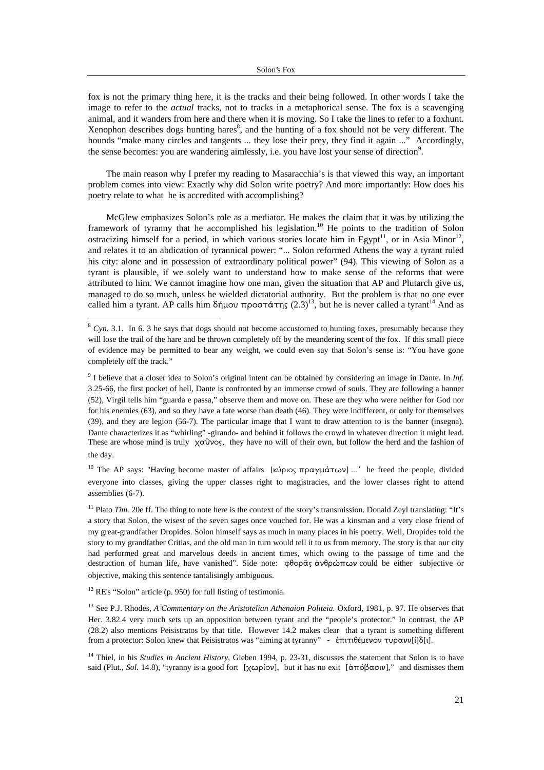fox is not the primary thing here, it is the tracks and their being followed. In other words I take the image to refer to the *actual* tracks, not to tracks in a metaphorical sense. The fox is a scavenging animal, and it wanders from here and there when it is moving. So I take the lines to refer to a foxhunt. Xenophon describes dogs hunting hares[8], and the hunting of a fox should not be very different. The hounds "make many circles and tangents ... they lose their prey, they find it again ..." Accordingly, the sense becomes: you are wandering aimlessly, i.e. you have lost your sense of direction[9].

The main reason why I prefer my reading to Masaracchia's is that viewed this way, an important problem comes into view: Exactly why did Solon write poetry? And more importantly: How does his poetry relate to what he is accredited with accomplishing?

McGlew emphasizes Solon's role as a mediator. He makes the claim that it was by utilizing the framework of tyranny that he accomplished his legislation.[10] He points to the tradition of Solon ostracizing himself for a period, in which various stories locate him in Egypt[11], or in Asia Minor[12], and relates it to an abdication of tyrannical power: "... Solon reformed Athens the way a tyrant ruled his city: alone and in possession of extraordinary political power" (94). This viewing of Solon as a tyrant is plausible, if we solely want to understand how to make sense of the reforms that were attributed to him. We cannot imagine how one man, given the situation that AP and Plutarch give us, managed to do so much, unless he wielded dictatorial authority. But the problem is that no one ever called him a tyrant. AP calls him δήμου προστάτης (2.3)[13], but he is never called a tyrant[14] And as

---

[8] *Cyn.* 3.1. In 6. 3 he says that dogs should not become accustomed to hunting foxes, presumably because they will lose the trail of the hare and be thrown completely off by the meandering scent of the fox. If this small piece of evidence may be permitted to bear any weight, we could even say that Solon's sense is: "You have gone completely off the track."

[9] I believe that a closer idea to Solon's original intent can be obtained by considering an image in Dante. In *Inf.* 3.25-66, the first pocket of hell, Dante is confronted by an immense crowd of souls. They are following a banner (52), Virgil tells him "guarda e passa," observe them and move on. These are they who were neither for God nor for his enemies (63), and so they have a fate worse than death (46). They were indifferent, or only for themselves (39), and they are legion (56-7). The particular image that I want to draw attention to is the banner (insegna). Dante characterizes it as "whirling" -girando- and behind it follows the crowd in whatever direction it might lead. These are whose mind is truly χαῦνος, they have no will of their own, but follow the herd and the fashion of the day.

[10] The AP says: "Having become master of affairs [κύριος πραγμάτων] ..." he freed the people, divided everyone into classes, giving the upper classes right to magistracies, and the lower classes right to attend assemblies (6-7).

[11] Plato *Tim.* 20e ff. The thing to note here is the context of the story's transmission. Donald Zeyl translating: "It's a story that Solon, the wisest of the seven sages once vouched for. He was a kinsman and a very close friend of my great-grandfather Dropides. Solon himself says as much in many places in his poetry. Well, Dropides told the story to my grandfather Critias, and the old man in turn would tell it to us from memory. The story is that our city had performed great and marvelous deeds in ancient times, which owing to the passage of time and the destruction of human life, have vanished". Side note: φθορᾶς ἀνθρώπων could be either subjective or objective, making this sentence tantalisingly ambiguous.

[12] RE's "Solon" article (p. 950) for full listing of testimonia.

[13] See P.J. Rhodes, *A Commentary on the Aristotelian Athenaion Politeia.* Oxford, 1981, p. 97. He observes that Her. 3.82.4 very much sets up an opposition between tyrant and the "people's protector." In contrast, the AP (28.2) also mentions Peisistratos by that title. However 14.2 makes clear that a tyrant is something different from a protector: Solon knew that Peisistratos was "aiming at tyranny" - ἐπιτιθέμενον τυραννὶ[ί]δ[ι].

[14] Thiel, in his *Studies in Ancient History*, Gieben 1994, p. 23-31, discusses the statement that Solon is to have said (Plut., *Sol.* 14.8), "tyranny is a good fort [χωρίον], but it has no exit [ἀπόβασιν]," and dismisses them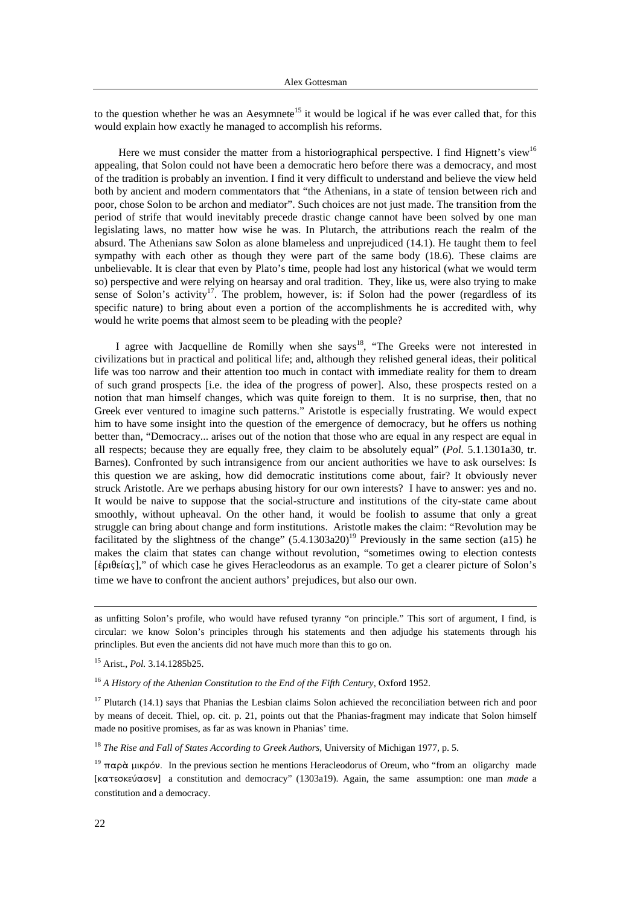to the question whether he was an Aesymnete[15] it would be logical if he was ever called that, for this would explain how exactly he managed to accomplish his reforms.

Here we must consider the matter from a historiographical perspective. I find Hignett's view[16] appealing, that Solon could not have been a democratic hero before there was a democracy, and most of the tradition is probably an invention. I find it very difficult to understand and believe the view held both by ancient and modern commentators that "the Athenians, in a state of tension between rich and poor, chose Solon to be archon and mediator". Such choices are not just made. The transition from the period of strife that would inevitably precede drastic change cannot have been solved by one man legislating laws, no matter how wise he was. In Plutarch, the attributions reach the realm of the absurd. The Athenians saw Solon as alone blameless and unprejudiced (14.1). He taught them to feel sympathy with each other as though they were part of the same body (18.6). These claims are unbelievable. It is clear that even by Plato's time, people had lost any historical (what we would term so) perspective and were relying on hearsay and oral tradition. They, like us, were also trying to make sense of Solon's activity[17]. The problem, however, is: if Solon had the power (regardless of its specific nature) to bring about even a portion of the accomplishments he is accredited with, why would he write poems that almost seem to be pleading with the people?

I agree with Jacquelline de Romilly when she says[18], "The Greeks were not interested in civilizations but in practical and political life; and, although they relished general ideas, their political life was too narrow and their attention too much in contact with immediate reality for them to dream of such grand prospects [i.e. the idea of the progress of power]. Also, these prospects rested on a notion that man himself changes, which was quite foreign to them. It is no surprise, then, that no Greek ever ventured to imagine such patterns." Aristotle is especially frustrating. We would expect him to have some insight into the question of the emergence of democracy, but he offers us nothing better than, "Democracy... arises out of the notion that those who are equal in any respect are equal in all respects; because they are equally free, they claim to be absolutely equal" (*Pol.* 5.1.1301a30, tr. Barnes). Confronted by such intransigence from our ancient authorities we have to ask ourselves: Is this question we are asking, how did democratic institutions come about, fair? It obviously never struck Aristotle. Are we perhaps abusing history for our own interests? I have to answer: yes and no. It would be naive to suppose that the social-structure and institutions of the city-state came about smoothly, without upheaval. On the other hand, it would be foolish to assume that only a great struggle can bring about change and form institutions. Aristotle makes the claim: "Revolution may be facilitated by the slightness of the change" (5.4.1303a20)[19] Previously in the same section (a15) he makes the claim that states can change without revolution, "sometimes owing to election contests [ἐριθείας]," of which case he gives Heracleodorus as an example. To get a clearer picture of Solon's time we have to confront the ancient authors' prejudices, but also our own.

---

as unfitting Solon's profile, who would have refused tyranny "on principle." This sort of argument, I find, is circular: we know Solon's principles through his statements and then adjudge his statements through his principles. But even the ancients did not have much more than this to go on.

[15] Arist., *Pol.* 3.14.1285b25.

[16] *A History of the Athenian Constitution to the End of the Fifth Century*, Oxford 1952.

[17] Plutarch (14.1) says that Phanias the Lesbian claims Solon achieved the reconciliation between rich and poor by means of deceit. Thiel, op. cit. p. 21, points out that the Phanias-fragment may indicate that Solon himself made no positive promises, as far as was known in Phanias' time.

[18] *The Rise and Fall of States According to Greek Authors*, University of Michigan 1977, p. 5.

[19] παρὰ μικρόν. In the previous section he mentions Heracleodorus of Oreum, who "from an oligarchy made [κατεσκεύασεν] a constitution and democracy" (1303a19). Again, the same assumption: one man *made* a constitution and a democracy.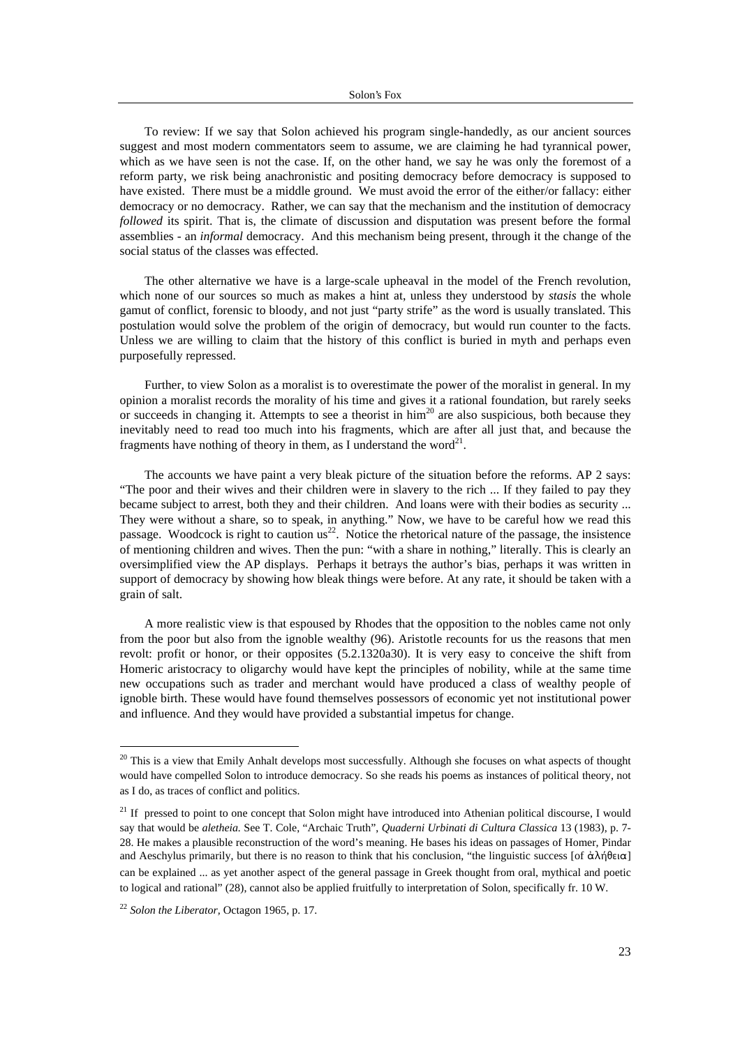To review: If we say that Solon achieved his program single-handedly, as our ancient sources suggest and most modern commentators seem to assume, we are claiming he had tyrannical power, which as we have seen is not the case. If, on the other hand, we say he was only the foremost of a reform party, we risk being anachronistic and positing democracy before democracy is supposed to have existed. There must be a middle ground. We must avoid the error of the either/or fallacy: either democracy or no democracy. Rather, we can say that the mechanism and the institution of democracy *followed* its spirit. That is, the climate of discussion and disputation was present before the formal assemblies - an *informal* democracy. And this mechanism being present, through it the change of the social status of the classes was effected.

The other alternative we have is a large-scale upheaval in the model of the French revolution, which none of our sources so much as makes a hint at, unless they understood by *stasis* the whole gamut of conflict, forensic to bloody, and not just "party strife" as the word is usually translated. This postulation would solve the problem of the origin of democracy, but would run counter to the facts. Unless we are willing to claim that the history of this conflict is buried in myth and perhaps even purposefully repressed.

Further, to view Solon as a moralist is to overestimate the power of the moralist in general. In my opinion a moralist records the morality of his time and gives it a rational foundation, but rarely seeks or succeeds in changing it. Attempts to see a theorist in him[20] are also suspicious, both because they inevitably need to read too much into his fragments, which are after all just that, and because the fragments have nothing of theory in them, as I understand the word[21].

The accounts we have paint a very bleak picture of the situation before the reforms. AP 2 says: "The poor and their wives and their children were in slavery to the rich ... If they failed to pay they became subject to arrest, both they and their children. And loans were with their bodies as security ... They were without a share, so to speak, in anything." Now, we have to be careful how we read this passage. Woodcock is right to caution us[22]. Notice the rhetorical nature of the passage, the insistence of mentioning children and wives. Then the pun: "with a share in nothing," literally. This is clearly an oversimplified view the AP displays. Perhaps it betrays the author's bias, perhaps it was written in support of democracy by showing how bleak things were before. At any rate, it should be taken with a grain of salt.

A more realistic view is that espoused by Rhodes that the opposition to the nobles came not only from the poor but also from the ignoble wealthy (96). Aristotle recounts for us the reasons that men revolt: profit or honor, or their opposites (5.2.1320a30). It is very easy to conceive the shift from Homeric aristocracy to oligarchy would have kept the principles of nobility, while at the same time new occupations such as trader and merchant would have produced a class of wealthy people of ignoble birth. These would have found themselves possessors of economic yet not institutional power and influence. And they would have provided a substantial impetus for change.

---

[20] This is a view that Emily Anhalt develops most successfully. Although she focuses on what aspects of thought would have compelled Solon to introduce democracy. So she reads his poems as instances of political theory, not as I do, as traces of conflict and politics.

[21] If pressed to point to one concept that Solon might have introduced into Athenian political discourse, I would say that would be *aletheia.* See T. Cole, "Archaic Truth", *Quaderni Urbinati di Cultura Classica* 13 (1983), p. 7-28. He makes a plausible reconstruction of the word's meaning. He bases his ideas on passages of Homer, Pindar and Aeschylus primarily, but there is no reason to think that his conclusion, "the linguistic success [of ἀλήθεια] can be explained ... as yet another aspect of the general passage in Greek thought from oral, mythical and poetic to logical and rational" (28), cannot also be applied fruitfully to interpretation of Solon, specifically fr. 10 W.

[22] *Solon the Liberator*, Octagon 1965, p. 17.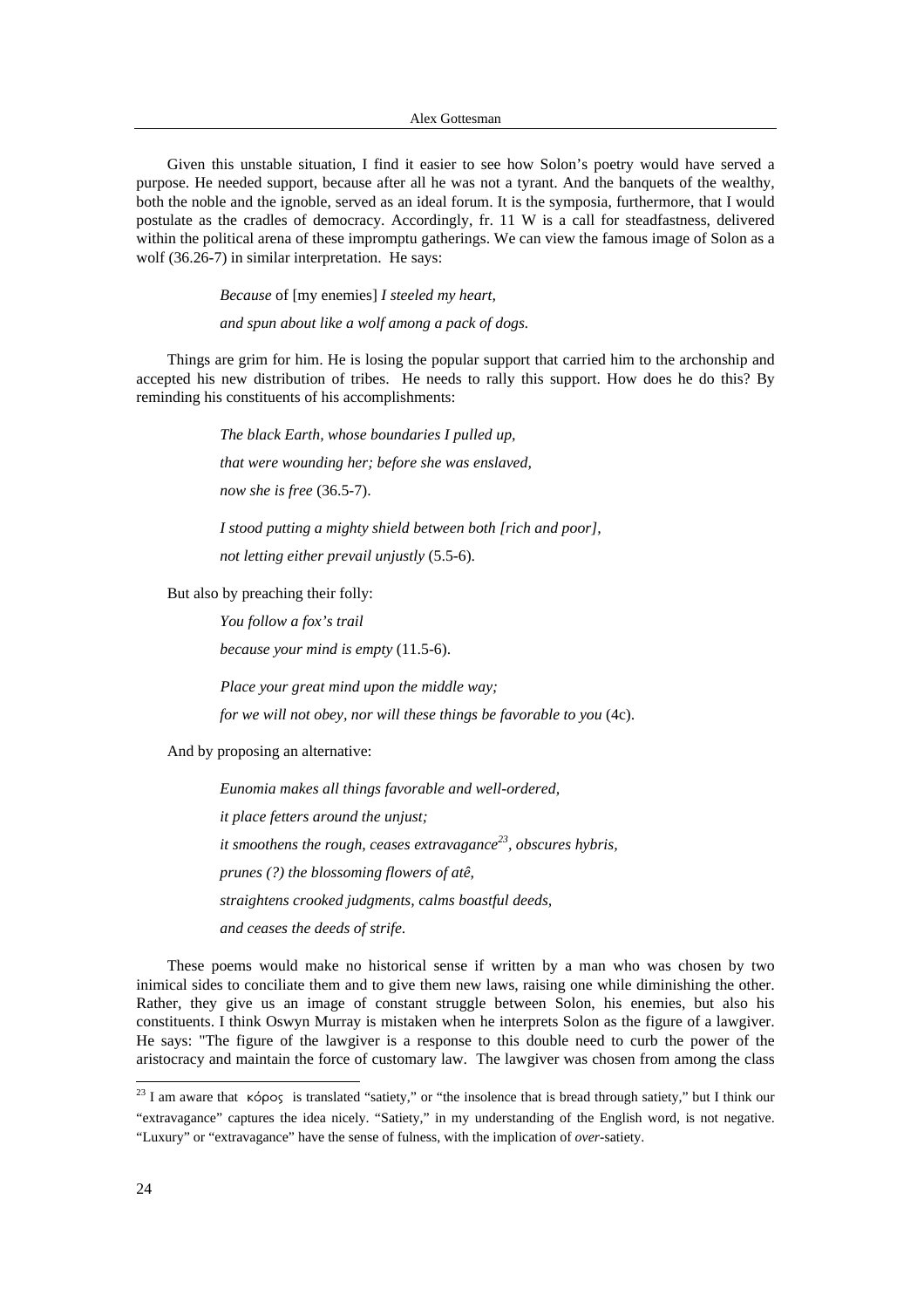Given this unstable situation, I find it easier to see how Solon's poetry would have served a purpose. He needed support, because after all he was not a tyrant. And the banquets of the wealthy, both the noble and the ignoble, served as an ideal forum. It is the symposia, furthermore, that I would postulate as the cradles of democracy. Accordingly, fr. 11 W is a call for steadfastness, delivered within the political arena of these impromptu gatherings. We can view the famous image of Solon as a wolf (36.26-7) in similar interpretation. He says:

> *Because* of [my enemies] *I steeled my heart,*
>
> *and spun about like a wolf among a pack of dogs.*

Things are grim for him. He is losing the popular support that carried him to the archonship and accepted his new distribution of tribes. He needs to rally this support. How does he do this? By reminding his constituents of his accomplishments:

> *The black Earth, whose boundaries I pulled up,*
>
> *that were wounding her; before she was enslaved,*
>
> *now she is free* (36.5-7).
>
> *I stood putting a mighty shield between both [rich and poor],*
>
> *not letting either prevail unjustly* (5.5-6).

But also by preaching their folly:

> *You follow a fox's trail*
>
> *because your mind is empty* (11.5-6).
>
> *Place your great mind upon the middle way;*
>
> *for we will not obey, nor will these things be favorable to you* (4c).

And by proposing an alternative:

> *Eunomia makes all things favorable and well-ordered,*
>
> *it place fetters around the unjust;*
>
> *it smoothens the rough, ceases extravagance*[23]*, obscures hybris,*
>
> *prunes (?) the blossoming flowers of atê,*
>
> *straightens crooked judgments, calms boastful deeds,*
>
> *and ceases the deeds of strife.*

These poems would make no historical sense if written by a man who was chosen by two inimical sides to conciliate them and to give them new laws, raising one while diminishing the other. Rather, they give us an image of constant struggle between Solon, his enemies, but also his constituents. I think Oswyn Murray is mistaken when he interprets Solon as the figure of a lawgiver. He says: "The figure of the lawgiver is a response to this double need to curb the power of the aristocracy and maintain the force of customary law. The lawgiver was chosen from among the class

---

[23] I am aware that κόρος is translated "satiety," or "the insolence that is bread through satiety," but I think our "extravagance" captures the idea nicely. "Satiety," in my understanding of the English word, is not negative. "Luxury" or "extravagance" have the sense of fulness, with the implication of *over*-satiety.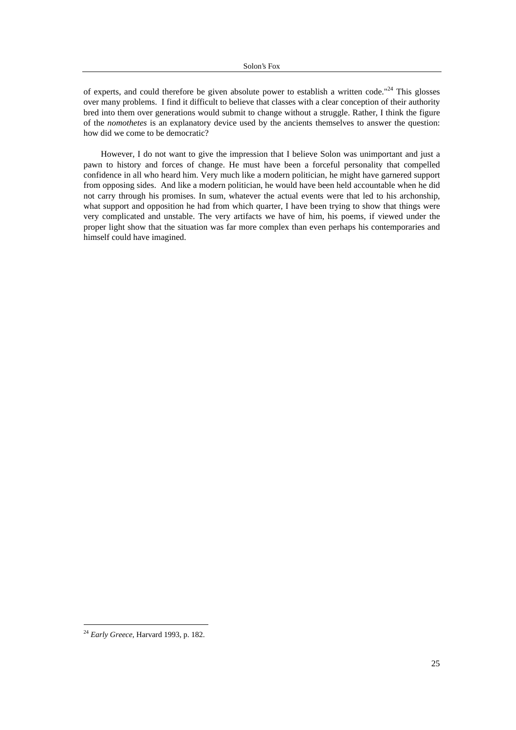of experts, and could therefore be given absolute power to establish a written code."[24] This glosses over many problems. I find it difficult to believe that classes with a clear conception of their authority bred into them over generations would submit to change without a struggle. Rather, I think the figure of the *nomothetes* is an explanatory device used by the ancients themselves to answer the question: how did we come to be democratic?

However, I do not want to give the impression that I believe Solon was unimportant and just a pawn to history and forces of change. He must have been a forceful personality that compelled confidence in all who heard him. Very much like a modern politician, he might have garnered support from opposing sides. And like a modern politician, he would have been held accountable when he did not carry through his promises. In sum, whatever the actual events were that led to his archonship, what support and opposition he had from which quarter, I have been trying to show that things were very complicated and unstable. The very artifacts we have of him, his poems, if viewed under the proper light show that the situation was far more complex than even perhaps his contemporaries and himself could have imagined.

---

[24] *Early Greece,* Harvard 1993, p. 182.